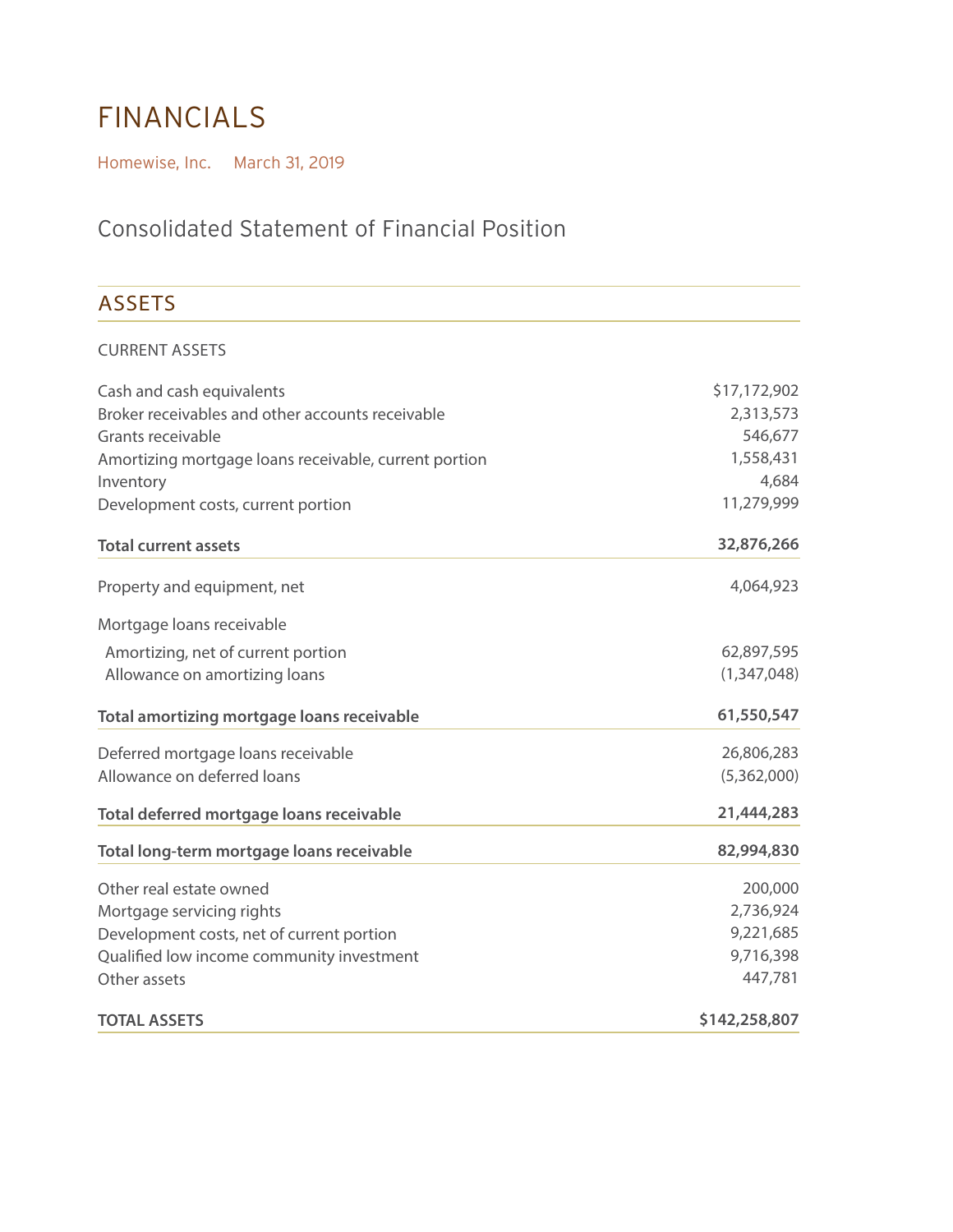# FINANCIALS

Homewise, Inc. March 31, 2019

## Consolidated Statement of Financial Position

### ASSETS

| | |
|---|---:|
| CURRENT ASSETS | |
| Cash and cash equivalents | $17,172,902 |
| Broker receivables and other accounts receivable | 2,313,573 |
| Grants receivable | 546,677 |
| Amortizing mortgage loans receivable, current portion | 1,558,431 |
| Inventory | 4,684 |
| Development costs, current portion | 11,279,999 |
| **Total current assets** | **32,876,266** |
| Property and equipment, net | 4,064,923 |
| Mortgage loans receivable | |
| Amortizing, net of current portion | 62,897,595 |
| Allowance on amortizing loans | (1,347,048) |
| **Total amortizing mortgage loans receivable** | **61,550,547** |
| Deferred mortgage loans receivable | 26,806,283 |
| Allowance on deferred loans | (5,362,000) |
| **Total deferred mortgage loans receivable** | **21,444,283** |
| **Total long-term mortgage loans receivable** | **82,994,830** |
| Other real estate owned | 200,000 |
| Mortgage servicing rights | 2,736,924 |
| Development costs, net of current portion | 9,221,685 |
| Qualified low income community investment | 9,716,398 |
| Other assets | 447,781 |
| **TOTAL ASSETS** | **$142,258,807** |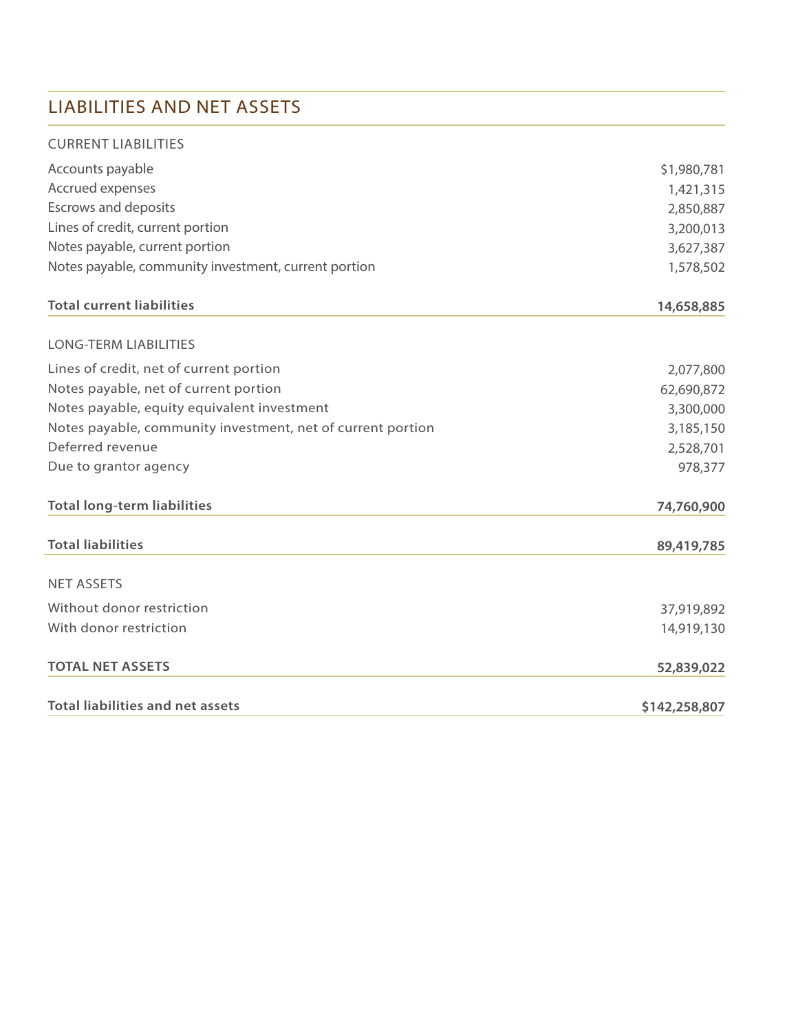## LIABILITIES AND NET ASSETS

| | |
|---|---|
| **CURRENT LIABILITIES** | |
| Accounts payable | $1,980,781 |
| Accrued expenses | 1,421,315 |
| Escrows and deposits | 2,850,887 |
| Lines of credit, current portion | 3,200,013 |
| Notes payable, current portion | 3,627,387 |
| Notes payable, community investment, current portion | 1,578,502 |
| **Total current liabilities** | **14,658,885** |
| **LONG-TERM LIABILITIES** | |
| Lines of credit, net of current portion | 2,077,800 |
| Notes payable, net of current portion | 62,690,872 |
| Notes payable, equity equivalent investment | 3,300,000 |
| Notes payable, community investment, net of current portion | 3,185,150 |
| Deferred revenue | 2,528,701 |
| Due to grantor agency | 978,377 |
| **Total long-term liabilities** | **74,760,900** |
| **Total liabilities** | **89,419,785** |
| **NET ASSETS** | |
| Without donor restriction | 37,919,892 |
| With donor restriction | 14,919,130 |
| **TOTAL NET ASSETS** | **52,839,022** |
| **Total liabilities and net assets** | **$142,258,807** |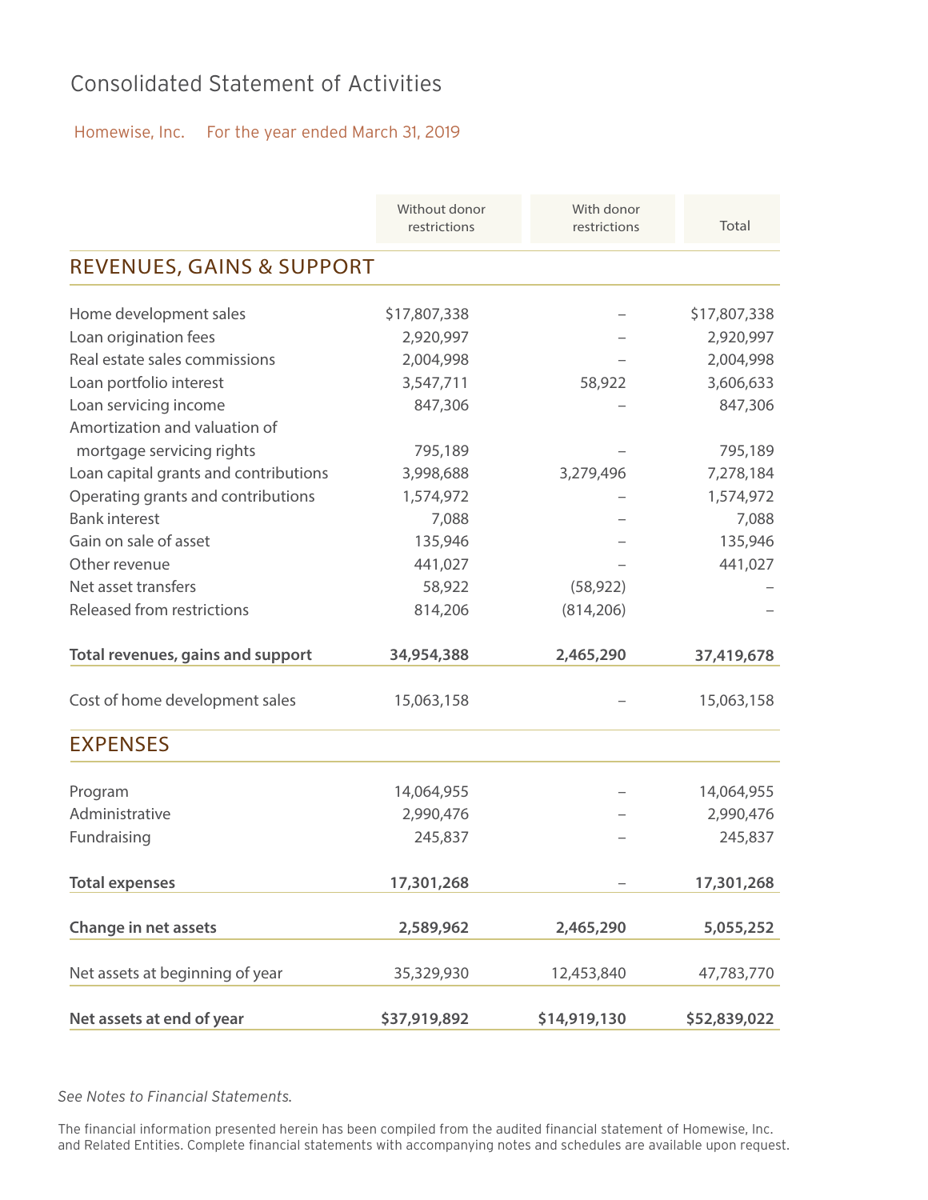# Consolidated Statement of Activities

Homewise, Inc. For the year ended March 31, 2019

| | Without donor restrictions | With donor restrictions | Total |
|---|---|---|---|
| **REVENUES, GAINS & SUPPORT** | | | |
| Home development sales | $17,807,338 | – | $17,807,338 |
| Loan origination fees | 2,920,997 | – | 2,920,997 |
| Real estate sales commissions | 2,004,998 | – | 2,004,998 |
| Loan portfolio interest | 3,547,711 | 58,922 | 3,606,633 |
| Loan servicing income | 847,306 | – | 847,306 |
| Amortization and valuation of mortgage servicing rights | 795,189 | – | 795,189 |
| Loan capital grants and contributions | 3,998,688 | 3,279,496 | 7,278,184 |
| Operating grants and contributions | 1,574,972 | – | 1,574,972 |
| Bank interest | 7,088 | – | 7,088 |
| Gain on sale of asset | 135,946 | – | 135,946 |
| Other revenue | 441,027 | – | 441,027 |
| Net asset transfers | 58,922 | (58,922) | – |
| Released from restrictions | 814,206 | (814,206) | – |
| **Total revenues, gains and support** | **34,954,388** | **2,465,290** | **37,419,678** |
| Cost of home development sales | 15,063,158 | – | 15,063,158 |
| **EXPENSES** | | | |
| Program | 14,064,955 | – | 14,064,955 |
| Administrative | 2,990,476 | – | 2,990,476 |
| Fundraising | 245,837 | – | 245,837 |
| **Total expenses** | **17,301,268** | – | **17,301,268** |
| **Change in net assets** | **2,589,962** | **2,465,290** | **5,055,252** |
| Net assets at beginning of year | 35,329,930 | 12,453,840 | 47,783,770 |
| **Net assets at end of year** | **$37,919,892** | **$14,919,130** | **$52,839,022** |

*See Notes to Financial Statements.*

The financial information presented herein has been compiled from the audited financial statement of Homewise, Inc. and Related Entities. Complete financial statements with accompanying notes and schedules are available upon request.